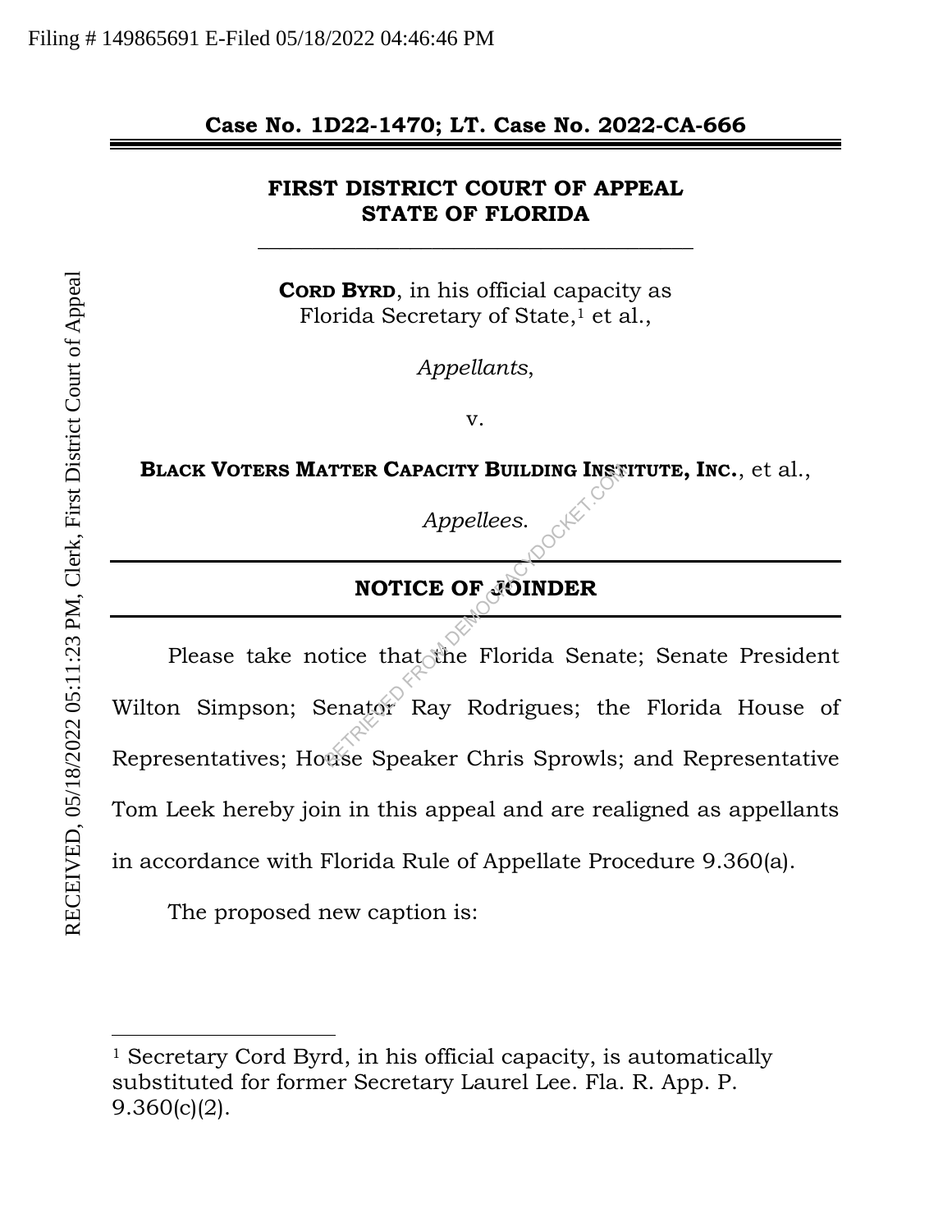Filing # 149865691 E-Filed 05/18/2022 04:46:46 PM

RECEIVED, 05/18/2022 05:11:23 PM, Clerk, First District Court of Appeal

**Case No. 1D22-1470; LT. Case No. 2022-CA-666**

**FIRST DISTRICT COURT OF APPEAL**
**STATE OF FLORIDA**

---

**CORD BYRD**, in his official capacity as Florida Secretary of State,[1] et al.,

*Appellants*,

v.

**BLACK VOTERS MATTER CAPACITY BUILDING INSTITUTE, INC.**, et al.,

*Appellees*.

---

## NOTICE OF JOINDER

---

Please take notice that the Florida Senate; Senate President Wilton Simpson; Senator Ray Rodrigues; the Florida House of Representatives; House Speaker Chris Sprowls; and Representative Tom Leek hereby join in this appeal and are realigned as appellants in accordance with Florida Rule of Appellate Procedure 9.360(a).

The proposed new caption is:

---

[1] Secretary Cord Byrd, in his official capacity, is automatically substituted for former Secretary Laurel Lee. Fla. R. App. P. 9.360(c)(2).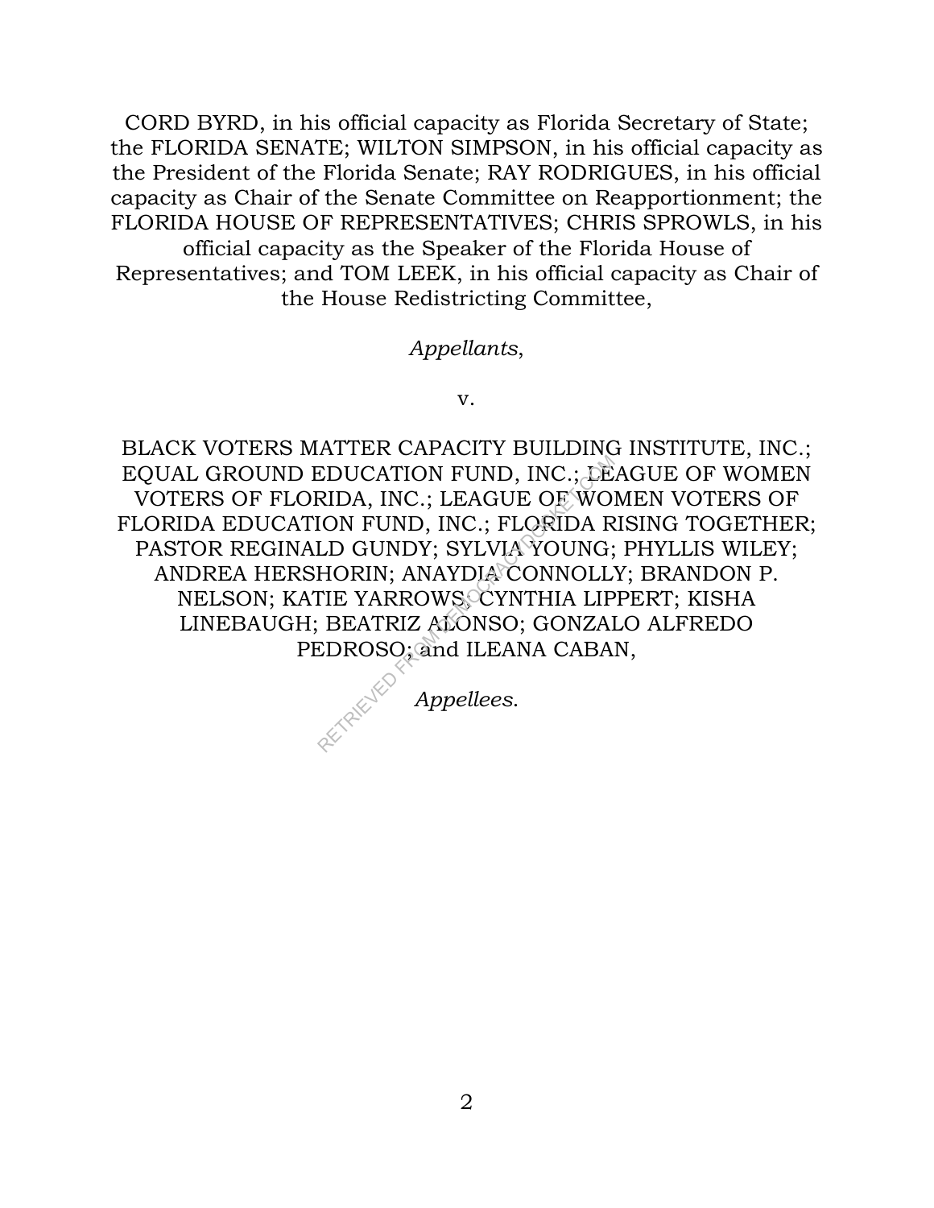CORD BYRD, in his official capacity as Florida Secretary of State; the FLORIDA SENATE; WILTON SIMPSON, in his official capacity as the President of the Florida Senate; RAY RODRIGUES, in his official capacity as Chair of the Senate Committee on Reapportionment; the FLORIDA HOUSE OF REPRESENTATIVES; CHRIS SPROWLS, in his official capacity as the Speaker of the Florida House of Representatives; and TOM LEEK, in his official capacity as Chair of the House Redistricting Committee,

*Appellants*,

v.

BLACK VOTERS MATTER CAPACITY BUILDING INSTITUTE, INC.; EQUAL GROUND EDUCATION FUND, INC.; LEAGUE OF WOMEN VOTERS OF FLORIDA, INC.; LEAGUE OF WOMEN VOTERS OF FLORIDA EDUCATION FUND, INC.; FLORIDA RISING TOGETHER; PASTOR REGINALD GUNDY; SYLVIA YOUNG; PHYLLIS WILEY; ANDREA HERSHORIN; ANAYDIA CONNOLLY; BRANDON P. NELSON; KATIE YARROWS; CYNTHIA LIPPERT; KISHA LINEBAUGH; BEATRIZ ALONSO; GONZALO ALFREDO PEDROSO; and ILEANA CABAN,

*Appellees*.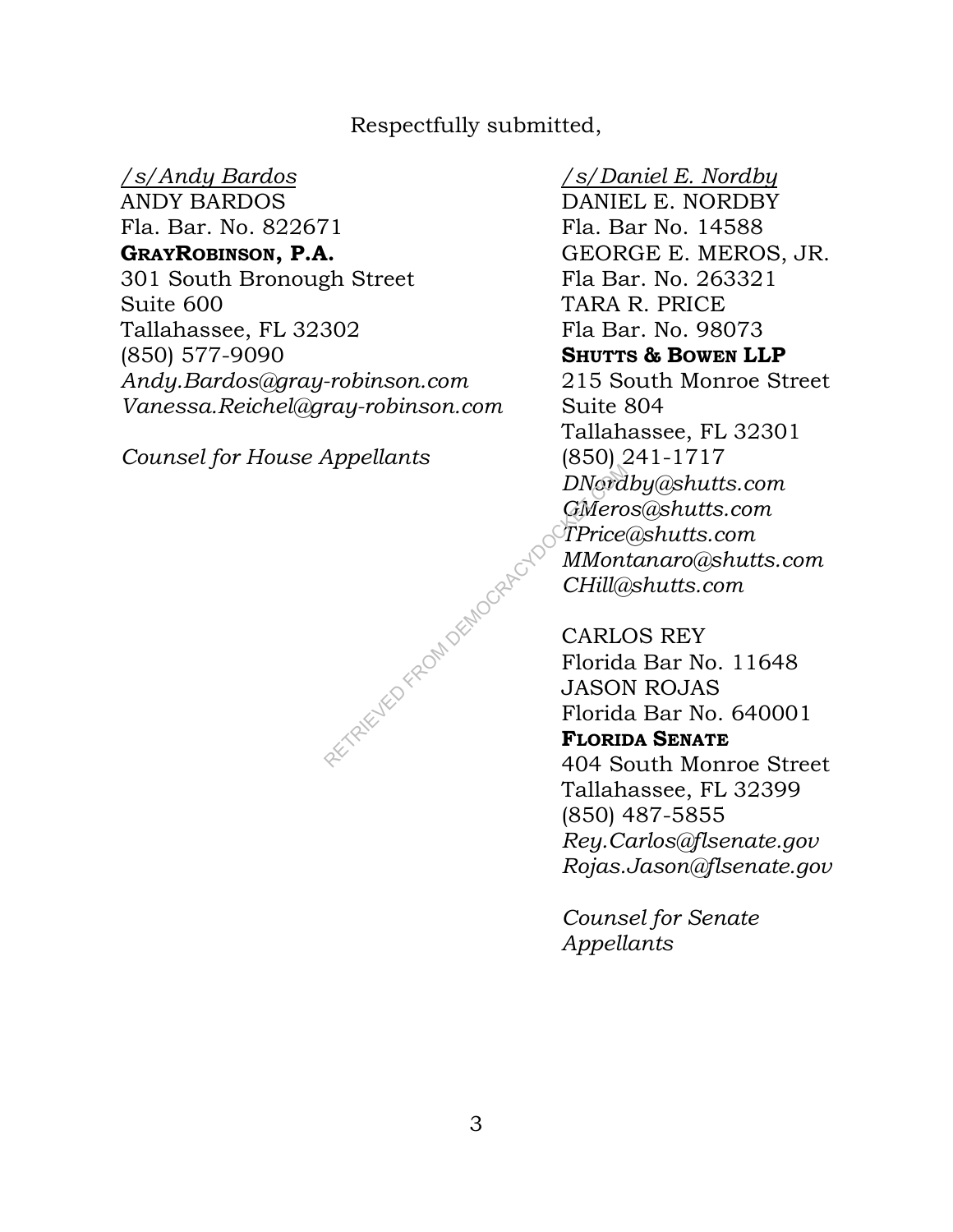Respectfully submitted,

/s/Andy Bardos
ANDY BARDOS
Fla. Bar. No. 822671
**GRAYROBINSON, P.A.**
301 South Bronough Street
Suite 600
Tallahassee, FL 32302
(850) 577-9090
*Andy.Bardos@gray-robinson.com*
*Vanessa.Reichel@gray-robinson.com*

*Counsel for House Appellants*

/s/Daniel E. Nordby
DANIEL E. NORDBY
Fla. Bar No. 14588
GEORGE E. MEROS, JR.
Fla Bar. No. 263321
TARA R. PRICE
Fla Bar. No. 98073
**SHUTTS & BOWEN LLP**
215 South Monroe Street
Suite 804
Tallahassee, FL 32301
(850) 241-1717
*DNordby@shutts.com*
*GMeros@shutts.com*
*TPrice@shutts.com*
*MMontanaro@shutts.com*
*CHill@shutts.com*

CARLOS REY
Florida Bar No. 11648
JASON ROJAS
Florida Bar No. 640001
**FLORIDA SENATE**
404 South Monroe Street
Tallahassee, FL 32399
(850) 487-5855
*Rey.Carlos@flsenate.gov*
*Rojas.Jason@flsenate.gov*

*Counsel for Senate Appellants*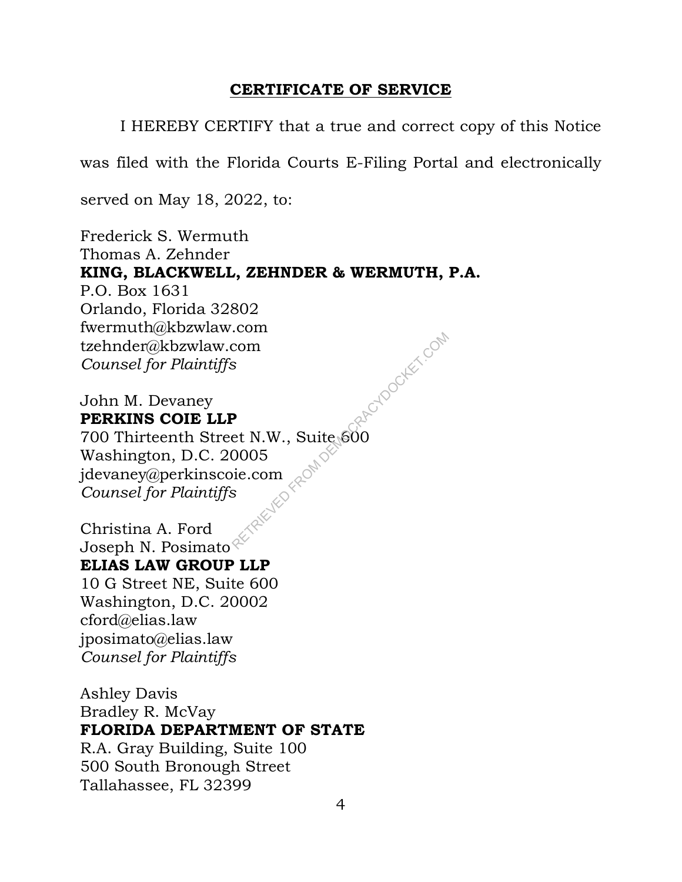## CERTIFICATE OF SERVICE

I HEREBY CERTIFY that a true and correct copy of this Notice was filed with the Florida Courts E-Filing Portal and electronically served on May 18, 2022, to:

Frederick S. Wermuth
Thomas A. Zehnder
**KING, BLACKWELL, ZEHNDER & WERMUTH, P.A.**
P.O. Box 1631
Orlando, Florida 32802
fwermuth@kbzwlaw.com
tzehnder@kbzwlaw.com
*Counsel for Plaintiffs*

John M. Devaney
**PERKINS COIE LLP**
700 Thirteenth Street N.W., Suite 600
Washington, D.C. 20005
jdevaney@perkinscoie.com
*Counsel for Plaintiffs*

Christina A. Ford
Joseph N. Posimato
**ELIAS LAW GROUP LLP**
10 G Street NE, Suite 600
Washington, D.C. 20002
cford@elias.law
jposimato@elias.law
*Counsel for Plaintiffs*

Ashley Davis
Bradley R. McVay
**FLORIDA DEPARTMENT OF STATE**
R.A. Gray Building, Suite 100
500 South Bronough Street
Tallahassee, FL 32399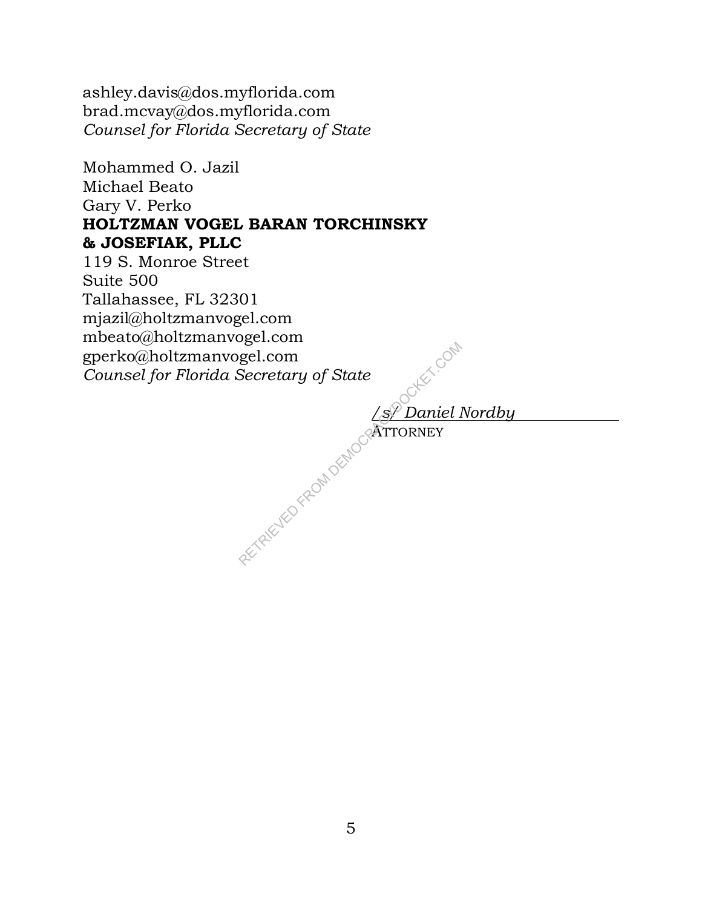ashley.davis@dos.myflorida.com
brad.mcvay@dos.myflorida.com
*Counsel for Florida Secretary of State*

Mohammed O. Jazil
Michael Beato
Gary V. Perko
**HOLTZMAN VOGEL BARAN TORCHINSKY & JOSEFIAK, PLLC**
119 S. Monroe Street
Suite 500
Tallahassee, FL 32301
mjazil@holtzmanvogel.com
mbeato@holtzmanvogel.com
gperko@holtzmanvogel.com
*Counsel for Florida Secretary of State*

*/s/ Daniel Nordby*
ATTORNEY